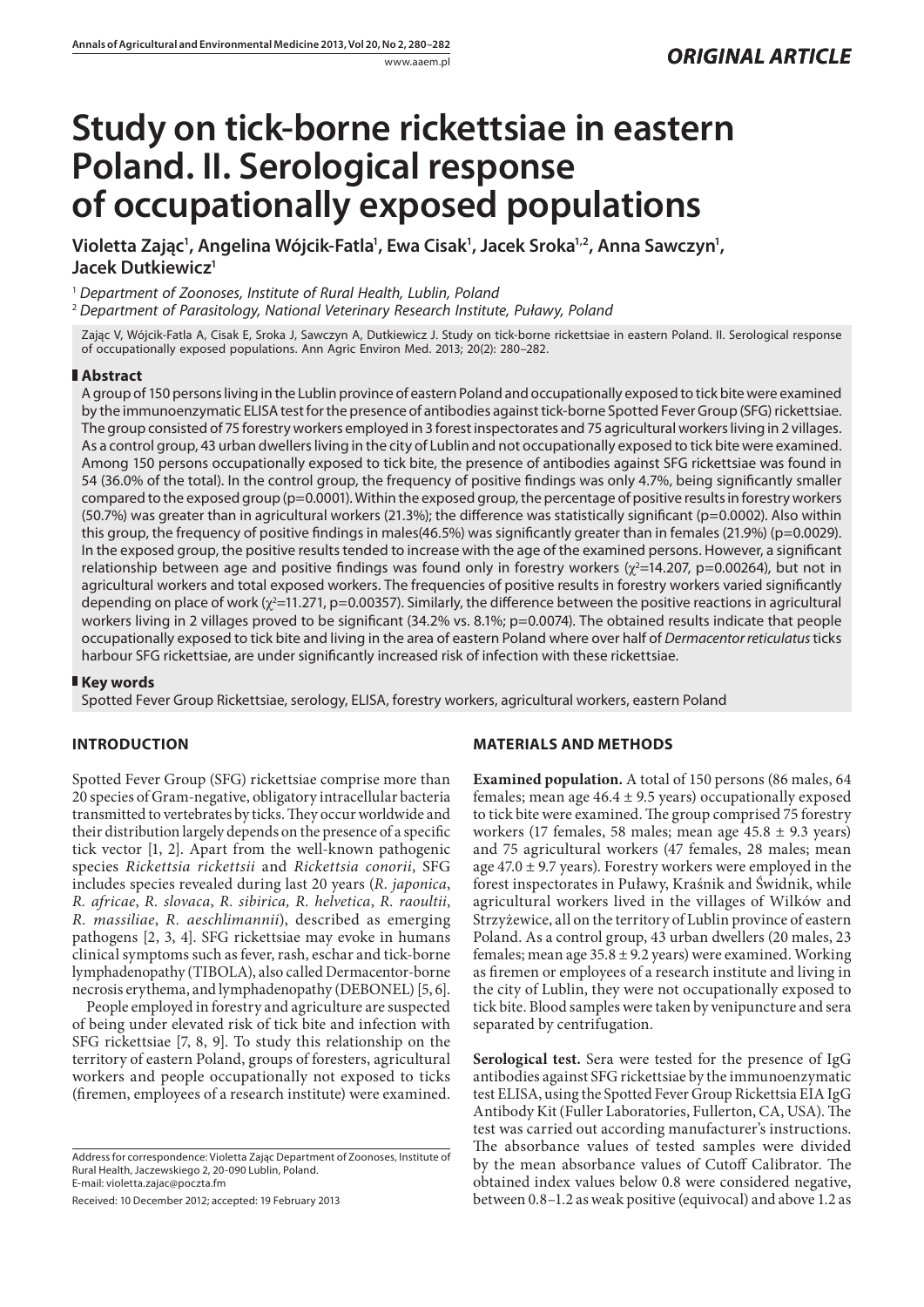ORIGINAL ARTICLE

# Study on tick-borne rickettsiae in eastern Poland. II. Serological response of occupationally exposed populations

**Violetta Zając[1], Angelina Wójcik-Fatla[1], Ewa Cisak[1], Jacek Sroka[1,2], Anna Sawczyn[1], Jacek Dutkiewicz[1]**

[1] *Department of Zoonoses, Institute of Rural Health, Lublin, Poland*

[2] *Department of Parasitology, National Veterinary Research Institute, Puławy, Poland*

Zając V, Wójcik-Fatla A, Cisak E, Sroka J, Sawczyn A, Dutkiewicz J. Study on tick-borne rickettsiae in eastern Poland. II. Serological response of occupationally exposed populations. Ann Agric Environ Med. 2013; 20(2): 280–282.

## Abstract

A group of 150 persons living in the Lublin province of eastern Poland and occupationally exposed to tick bite were examined by the immunoenzymatic ELISA test for the presence of antibodies against tick-borne Spotted Fever Group (SFG) rickettsiae. The group consisted of 75 forestry workers employed in 3 forest inspectorates and 75 agricultural workers living in 2 villages. As a control group, 43 urban dwellers living in the city of Lublin and not occupationally exposed to tick bite were examined. Among 150 persons occupationally exposed to tick bite, the presence of antibodies against SFG rickettsiae was found in 54 (36.0% of the total). In the control group, the frequency of positive findings was only 4.7%, being significantly smaller compared to the exposed group (p=0.0001). Within the exposed group, the percentage of positive results in forestry workers (50.7%) was greater than in agricultural workers (21.3%); the difference was statistically significant (p=0.0002). Also within this group, the frequency of positive findings in males(46.5%) was significantly greater than in females (21.9%) (p=0.0029). In the exposed group, the positive results tended to increase with the age of the examined persons. However, a significant relationship between age and positive findings was found only in forestry workers ($\chi^2$=14.207, p=0.00264), but not in agricultural workers and total exposed workers. The frequencies of positive results in forestry workers varied significantly depending on place of work ($\chi^2$=11.271, p=0.00357). Similarly, the difference between the positive reactions in agricultural workers living in 2 villages proved to be significant (34.2% vs. 8.1%; p=0.0074). The obtained results indicate that people occupationally exposed to tick bite and living in the area of eastern Poland where over half of *Dermacentor reticulatus* ticks harbour SFG rickettsiae, are under significantly increased risk of infection with these rickettsiae.

## Key words

Spotted Fever Group Rickettsiae, serology, ELISA, forestry workers, agricultural workers, eastern Poland

## INTRODUCTION

Spotted Fever Group (SFG) rickettsiae comprise more than 20 species of Gram-negative, obligatory intracellular bacteria transmitted to vertebrates by ticks. They occur worldwide and their distribution largely depends on the presence of a specific tick vector [1, 2]. Apart from the well-known pathogenic species *Rickettsia rickettsii* and *Rickettsia conorii*, SFG includes species revealed during last 20 years (*R. japonica*, *R. africae*, *R. slovaca*, *R. sibirica*, *R. helvetica*, *R. raoultii*, *R. massiliae*, *R. aeschlimannii*), described as emerging pathogens [2, 3, 4]. SFG rickettsiae may evoke in humans clinical symptoms such as fever, rash, eschar and tick-borne lymphadenopathy (TIBOLA), also called Dermacentor-borne necrosis erythema, and lymphadenopathy (DEBONEL) [5, 6].

People employed in forestry and agriculture are suspected of being under elevated risk of tick bite and infection with SFG rickettsiae [7, 8, 9]. To study this relationship on the territory of eastern Poland, groups of foresters, agricultural workers and people occupationally not exposed to ticks (firemen, employees of a research institute) were examined.

Address for correspondence: Violetta Zając Department of Zoonoses, Institute of Rural Health, Jaczewskiego 2, 20-090 Lublin, Poland.
E-mail: violetta.zajac@poczta.fm

Received: 10 December 2012; accepted: 19 February 2013

## MATERIALS AND METHODS

**Examined population.** A total of 150 persons (86 males, 64 females; mean age 46.4 ± 9.5 years) occupationally exposed to tick bite were examined. The group comprised 75 forestry workers (17 females, 58 males; mean age 45.8 ± 9.3 years) and 75 agricultural workers (47 females, 28 males; mean age 47.0 ± 9.7 years). Forestry workers were employed in the forest inspectorates in Puławy, Kraśnik and Świdnik, while agricultural workers lived in the villages of Wilków and Strzyżewice, all on the territory of Lublin province of eastern Poland. As a control group, 43 urban dwellers (20 males, 23 females; mean age 35.8 ± 9.2 years) were examined. Working as firemen or employees of a research institute and living in the city of Lublin, they were not occupationally exposed to tick bite. Blood samples were taken by venipuncture and sera separated by centrifugation.

**Serological test.** Sera were tested for the presence of IgG antibodies against SFG rickettsiae by the immunoenzymatic test ELISA, using the Spotted Fever Group Rickettsia EIA IgG Antibody Kit (Fuller Laboratories, Fullerton, CA, USA). The test was carried out according manufacturer's instructions. The absorbance values of tested samples were divided by the mean absorbance values of Cutoff Calibrator. The obtained index values below 0.8 were considered negative, between 0.8–1.2 as weak positive (equivocal) and above 1.2 as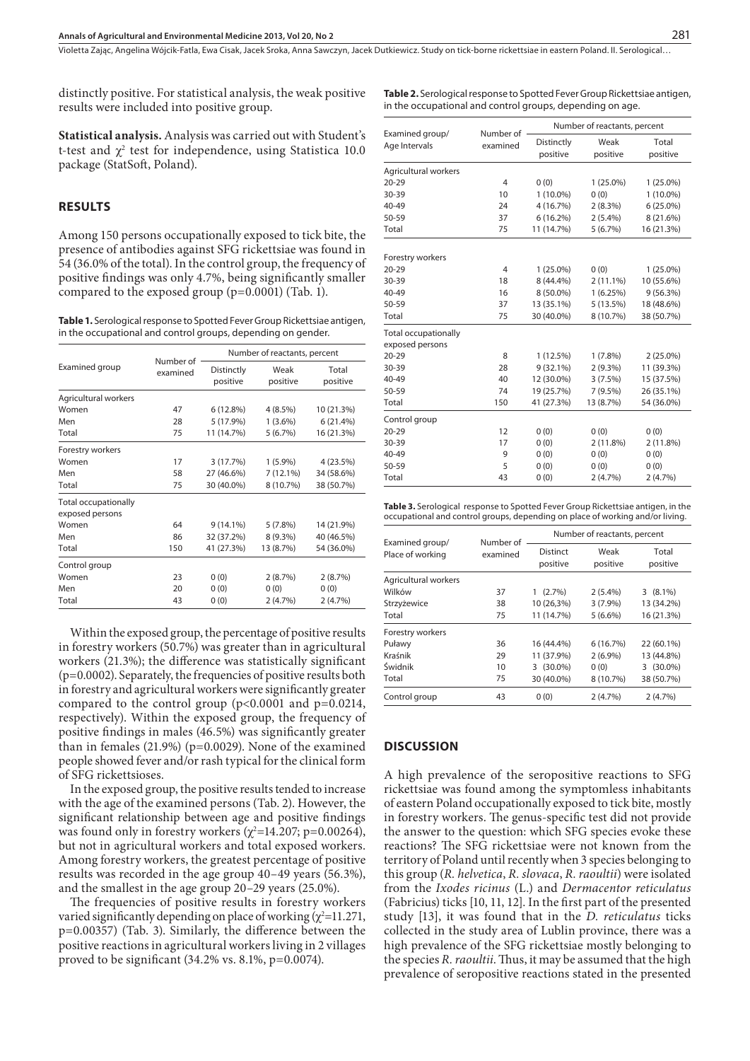distinctly positive. For statistical analysis, the weak positive results were included into positive group.

**Statistical analysis.** Analysis was carried out with Student's t-test and $\chi^2$ test for independence, using Statistica 10.0 package (StatSoft, Poland).

## RESULTS

Among 150 persons occupationally exposed to tick bite, the presence of antibodies against SFG rickettsiae was found in 54 (36.0% of the total). In the control group, the frequency of positive findings was only 4.7%, being significantly smaller compared to the exposed group (p=0.0001) (Tab. 1).

**Table 1.** Serological response to Spotted Fever Group Rickettsiae antigen, in the occupational and control groups, depending on gender.

| Examined group | Number of examined | Number of reactants, percent | | |
|---|---|---|---|---|
| | | Distinctly positive | Weak positive | Total positive |
| Agricultural workers | | | | |
| Women | 47 | 6 (12.8%) | 4 (8.5%) | 10 (21.3%) |
| Men | 28 | 5 (17.9%) | 1 (3.6%) | 6 (21.4%) |
| Total | 75 | 11 (14.7%) | 5 (6.7%) | 16 (21.3%) |
| Forestry workers | | | | |
| Women | 17 | 3 (17.7%) | 1 (5.9%) | 4 (23.5%) |
| Men | 58 | 27 (46.6%) | 7 (12.1%) | 34 (58.6%) |
| Total | 75 | 30 (40.0%) | 8 (10.7%) | 38 (50.7%) |
| Total occupationally exposed persons | | | | |
| Women | 64 | 9 (14.1%) | 5 (7.8%) | 14 (21.9%) |
| Men | 86 | 32 (37.2%) | 8 (9.3%) | 40 (46.5%) |
| Total | 150 | 41 (27.3%) | 13 (8.7%) | 54 (36.0%) |
| Control group | | | | |
| Women | 23 | 0 (0) | 2 (8.7%) | 2 (8.7%) |
| Men | 20 | 0 (0) | 0 (0) | 0 (0) |
| Total | 43 | 0 (0) | 2 (4.7%) | 2 (4.7%) |

Within the exposed group, the percentage of positive results in forestry workers (50.7%) was greater than in agricultural workers (21.3%); the difference was statistically significant (p=0.0002). Separately, the frequencies of positive results both in forestry and agricultural workers were significantly greater compared to the control group (p<0.0001 and p=0.0214, respectively). Within the exposed group, the frequency of positive findings in males (46.5%) was significantly greater than in females (21.9%) (p=0.0029). None of the examined people showed fever and/or rash typical for the clinical form of SFG rickettsioses.

In the exposed group, the positive results tended to increase with the age of the examined persons (Tab. 2). However, the significant relationship between age and positive findings was found only in forestry workers ($\chi^2$=14.207; p=0.00264), but not in agricultural workers and total exposed workers. Among forestry workers, the greatest percentage of positive results was recorded in the age group 40–49 years (56.3%), and the smallest in the age group 20–29 years (25.0%).

The frequencies of positive results in forestry workers varied significantly depending on place of working ($\chi^2$=11.271, p=0.00357) (Tab. 3). Similarly, the difference between the positive reactions in agricultural workers living in 2 villages proved to be significant (34.2% vs. 8.1%, p=0.0074).

**Table 2.** Serological response to Spotted Fever Group Rickettsiae antigen, in the occupational and control groups, depending on age.

| Examined group/ Age Intervals | Number of examined | Number of reactants, percent | | |
|---|---|---|---|---|
| | | Distinctly positive | Weak positive | Total positive |
| Agricultural workers | | | | |
| 20-29 | 4 | 0 (0) | 1 (25.0%) | 1 (25.0%) |
| 30-39 | 10 | 1 (10.0%) | 0 (0) | 1 (10.0%) |
| 40-49 | 24 | 4 (16.7%) | 2 (8.3%) | 6 (25.0%) |
| 50-59 | 37 | 6 (16.2%) | 2 (5.4%) | 8 (21.6%) |
| Total | 75 | 11 (14.7%) | 5 (6.7%) | 16 (21.3%) |
| Forestry workers | | | | |
| 20-29 | 4 | 1 (25.0%) | 0 (0) | 1 (25.0%) |
| 30-39 | 18 | 8 (44.4%) | 2 (11.1%) | 10 (55.6%) |
| 40-49 | 16 | 8 (50.0%) | 1 (6.25%) | 9 (56.3%) |
| 50-59 | 37 | 13 (35.1%) | 5 (13.5%) | 18 (48.6%) |
| Total | 75 | 30 (40.0%) | 8 (10.7%) | 38 (50.7%) |
| Total occupationally exposed persons | | | | |
| 20-29 | 8 | 1 (12.5%) | 1 (7.8%) | 2 (25.0%) |
| 30-39 | 28 | 9 (32.1%) | 2 (9.3%) | 11 (39.3%) |
| 40-49 | 40 | 12 (30.0%) | 3 (7.5%) | 15 (37.5%) |
| 50-59 | 74 | 19 (25.7%) | 7 (9.5%) | 26 (35.1%) |
| Total | 150 | 41 (27.3%) | 13 (8.7%) | 54 (36.0%) |
| Control group | | | | |
| 20-29 | 12 | 0 (0) | 0 (0) | 0 (0) |
| 30-39 | 17 | 0 (0) | 2 (11.8%) | 2 (11.8%) |
| 40-49 | 9 | 0 (0) | 0 (0) | 0 (0) |
| 50-59 | 5 | 0 (0) | 0 (0) | 0 (0) |
| Total | 43 | 0 (0) | 2 (4.7%) | 2 (4.7%) |

**Table 3.** Serological response to Spotted Fever Group Rickettsiae antigen, in the occupational and control groups, depending on place of working and/or living.

| Examined group/ Place of working | Number of examined | Number of reactants, percent | | |
|---|---|---|---|---|
| | | Distinct positive | Weak positive | Total positive |
| Agricultural workers | | | | |
| Wilków | 37 | 1 (2.7%) | 2 (5.4%) | 3 (8.1%) |
| Strzyżewice | 38 | 10 (26,3%) | 3 (7.9%) | 13 (34.2%) |
| Total | 75 | 11 (14.7%) | 5 (6.6%) | 16 (21.3%) |
| Forestry workers | | | | |
| Puławy | 36 | 16 (44.4%) | 6 (16.7%) | 22 (60.1%) |
| Kraśnik | 29 | 11 (37.9%) | 2 (6.9%) | 13 (44.8%) |
| Świdnik | 10 | 3 (30.0%) | 0 (0) | 3 (30.0%) |
| Total | 75 | 30 (40.0%) | 8 (10.7%) | 38 (50.7%) |
| Control group | 43 | 0 (0) | 2 (4.7%) | 2 (4.7%) |

## DISCUSSION

A high prevalence of the seropositive reactions to SFG rickettsiae was found among the symptomless inhabitants of eastern Poland occupationally exposed to tick bite, mostly in forestry workers. The genus-specific test did not provide the answer to the question: which SFG species evoke these reactions? The SFG rickettsiae were not known from the territory of Poland until recently when 3 species belonging to this group (*R. helvetica*, *R. slovaca*, *R. raoultii*) were isolated from the *Ixodes ricinus* (L.) and *Dermacentor reticulatus* (Fabricius) ticks [10, 11, 12]. In the first part of the presented study [13], it was found that in the *D. reticulatus* ticks collected in the study area of Lublin province, there was a high prevalence of the SFG rickettsiae mostly belonging to the species *R. raoultii*. Thus, it may be assumed that the high prevalence of seropositive reactions stated in the presented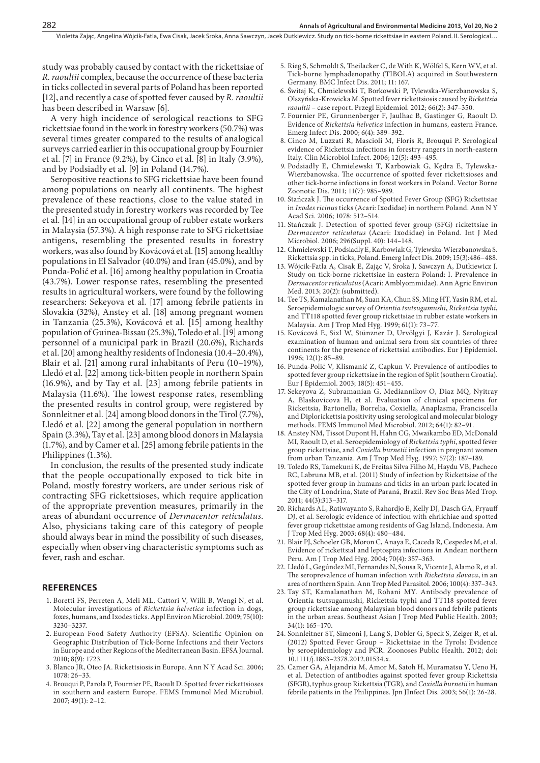study was probably caused by contact with the rickettsiae of *R. raoultii* complex, because the occurrence of these bacteria in ticks collected in several parts of Poland has been reported [12], and recently a case of spotted fever caused by *R. raoultii* has been described in Warsaw [6].

A very high incidence of serological reactions to SFG rickettsiae found in the work in forestry workers (50.7%) was several times greater compared to the results of analogical surveys carried earlier in this occupational group by Fournier et al. [7] in France (9.2%), by Cinco et al. [8] in Italy (3.9%), and by Podsiadły et al. [9] in Poland (14.7%).

Seropositive reactions to SFG rickettsiae have been found among populations on nearly all continents. The highest prevalence of these reactions, close to the value stated in the presented study in forestry workers was recorded by Tee et al. [14] in an occupational group of rubber estate workers in Malaysia (57.3%). A high response rate to SFG rickettsiae antigens, resembling the presented results in forestry workers, was also found by Kovácová et al. [15] among healthy populations in El Salvador (40.0%) and Iran (45.0%), and by Punda-Polić et al. [16] among healthy population in Croatia (43.7%). Lower response rates, resembling the presented results in agricultural workers, were found by the following researchers: Sekeyova et al. [17] among febrile patients in Slovakia (32%), Anstey et al. [18] among pregnant women in Tanzania (25.3%), Kovácová et al. [15] among healthy population of Guinea-Bissau (25.3%), Toledo et al. [19] among personnel of a municipal park in Brazil (20.6%), Richards et al. [20] among healthy residents of Indonesia (10.4–20.4%), Blair et al. [21] among rural inhabitants of Peru (10–19%), Lledó et al. [22] among tick-bitten people in northern Spain (16.9%), and by Tay et al. [23] among febrile patients in Malaysia (11.6%). The lowest response rates, resembling the presented results in control group, were registered by Sonnleitner et al. [24] among blood donors in the Tirol (7.7%), Lledó et al. [22] among the general population in northern Spain (3.3%), Tay et al. [23] among blood donors in Malaysia (1.7%), and by Camer et al. [25] among febrile patients in the Philippines (1.3%).

In conclusion, the results of the presented study indicate that the people occupationally exposed to tick bite in Poland, mostly forestry workers, are under serious risk of contracting SFG rickettsioses, which require application of the appropriate prevention measures, primarily in the areas of abundant occurrence of *Dermacentor reticulatus*. Also, physicians taking care of this category of people should always bear in mind the possibility of such diseases, especially when observing characteristic symptoms such as fever, rash and eschar.

## REFERENCES

1. Boretti FS, Perreten A, Meli ML, Cattori V, Willi B, Wengi N, et al. Molecular investigations of *Rickettsia helvetica* infection in dogs, foxes, humans, and Ixodes ticks. Appl Environ Microbiol. 2009; 75(10): 3230–3237.
2. European Food Safety Authority (EFSA). Scientific Opinion on Geographic Distribution of Tick-Borne Infections and their Vectors in Europe and other Regions of the Mediterranean Basin. EFSA Journal. 2010; 8(9): 1723.
3. Blanco JR, Oteo JA. Rickettsiosis in Europe. Ann N Y Acad Sci. 2006; 1078: 26–33.
4. Brouqui P, Parola P, Fournier PE, Raoult D. Spotted fever rickettsioses in southern and eastern Europe. FEMS Immunol Med Microbiol. 2007; 49(1): 2–12.
5. Rieg S, Schmoldt S, Theilacker C, de With K, Wölfel S, Kern WV, et al. Tick-borne lymphadenopathy (TIBOLA) acquired in Southwestern Germany. BMC Infect Dis. 2011; 11: 167.
6. Świtaj K, Chmielewski T, Borkowski P, Tylewska-Wierzbanowska S, Olszyńska-Krowicka M. Spotted fever rickettsiosis caused by *Rickettsia raoultii* – case report. Przegl Epidemiol. 2012; 66(2): 347–350.
7. Fournier PE, Grunnenberger F, Jaulhac B, Gastinger G, Raoult D. Evidence of *Rickettsia helvetica* infection in humans, eastern France. Emerg Infect Dis. 2000; 6(4): 389–392.
8. Cinco M, Luzzati R, Mascioli M, Floris R, Brouqui P. Serological evidence of Rickettsia infections in forestry rangers in north-eastern Italy. Clin Microbiol Infect. 2006; 12(5): 493–495.
9. Podsiadły E, Chmielewski T, Karbowiak G, Kędra E, Tylewska-Wierzbanowska. The occurrence of spotted fever rickettsioses and other tick-borne infections in forest workers in Poland. Vector Borne Zoonotic Dis. 2011; 11(7): 985–989.
10. Stańczak J. The occurrence of Spotted Fever Group (SFG) Rickettsiae in *Ixodes ricinus* ticks (Acari: Ixodidae) in northern Poland. Ann N Y Acad Sci. 2006; 1078: 512–514.
11. Stańczak J. Detection of spotted fever group (SFG) rickettsiae in *Dermacentor reticulatus* (Acari: Ixodidae) in Poland. Int J Med Microbiol. 2006; 296(Suppl. 40): 144–148.
12. Chmielewski T, Podsiadly E, Karbowiak G, Tylewska-Wierzbanowska S. Rickettsia spp. in ticks, Poland. Emerg Infect Dis. 2009; 15(3):486–488.
13. Wójcik-Fatla A, Cisak E, Zając V, Sroka J, Sawczyn A, Dutkiewicz J. Study on tick-borne rickettsiae in eastern Poland: I. Prevalence in *Dermacentor reticulatus* (Acari: Amblyommidae). Ann Agric Environ Med. 2013; 20(2): (submitted).
14. Tee TS, Kamalanathan M, Suan KA, Chun SS, Ming HT, Yasin RM, et al. Seroepidemiologic survey of *Orientia tsutsugamushi*, *Rickettsia typhi*, and TT118 spotted fever group rickettsiae in rubber estate workers in Malaysia. Am J Trop Med Hyg. 1999; 61(1): 73–77.
15. Kovácová E, Sixl W, Stünzner D, Urvölgyi J, Kazár J. Serological examination of human and animal sera from six countries of three continents for the presence of rickettsial antibodies. Eur J Epidemiol. 1996; 12(1): 85–89.
16. Punda-Polić V, Klismanić Z, Capkun V. Prevalence of antibodies to spotted fever group rickettsiae in the region of Split (southern Croatia). Eur J Epidemiol. 2003; 18(5): 451–455.
17. Sekeyova Z, Subramanian G, Mediannikov O, Diaz MQ, Nyitray A, Blaskovicova H, et al. Evaluation of clinical specimens for Rickettsia, Bartonella, Borrelia, Coxiella, Anaplasma, Franciscella and Diplorickettsia positivity using serological and molecular biology methods. FEMS Immunol Med Microbiol. 2012; 64(1): 82–91.
18. Anstey NM, Tissot Dupont H, Hahn CG, Mwaikambo ED, McDonald MI, Raoult D, et al. Seroepidemiology of *Rickettsia typhi*, spotted fever group rickettsiae, and *Coxiella burnetii* infection in pregnant women from urban Tanzania. Am J Trop Med Hyg. 1997; 57(2): 187–189.
19. Toledo RS, Tamekuni K, de Freitas Silva Filho M, Haydu VB, Pacheco RC, Labruna MB, et al. (2011) Study of infection by Rickettsiae of the spotted fever group in humans and ticks in an urban park located in the City of Londrina, State of Paraná, Brazil. Rev Soc Bras Med Trop. 2011; 44(3):313–317.
20. Richards AL, Ratiwayanto S, Rahardjo E, Kelly DJ, Dasch GA, Fryauff DJ, et al. Serologic evidence of infection with ehrlichiae and spotted fever group rickettsiae among residents of Gag Island, Indonesia. Am J Trop Med Hyg. 2003; 68(4): 480–484.
21. Blair PJ, Schoeler GB, Moron C, Anaya E, Caceda R, Cespedes M, et al. Evidence of rickettsial and leptospira infections in Andean northern Peru. Am J Trop Med Hyg. 2004; 70(4): 357–363.
22. Lledó L, Gegúndez MI, Fernandes N, Sousa R, Vicente J, Alamo R, et al. The seroprevalence of human infection with *Rickettsia slovaca*, in an area of northern Spain. Ann Trop Med Parasitol. 2006; 100(4): 337–343.
23. Tay ST, Kamalanathan M, Rohani MY. Antibody prevalence of Orientia tsutsugamushi, Rickettsia typhi and TT118 spotted fever group rickettsiae among Malaysian blood donors and febrile patients in the urban areas. Southeast Asian J Trop Med Public Health. 2003; 34(1): 165–170.
24. Sonnleitner ST, Simeoni J, Lang S, Dobler G, Speck S, Zelger R, et al. (2012) Spotted Fever Group – Rickettsiae in the Tyrols: Evidence by seroepidemiology and PCR. Zoonoses Public Health. 2012; doi: 10.1111/j.1863–2378.2012.01534.x.
25. Camer GA, Alejandria M, Amor M, Satoh H, Muramatsu Y, Ueno H, et al. Detection of antibodies against spotted fever group Rickettsia (SFGR), typhus group Rickettsia (TGR), and *Coxiella burnetii* in human febrile patients in the Philippines. Jpn JInfect Dis. 2003; 56(1): 26-28.